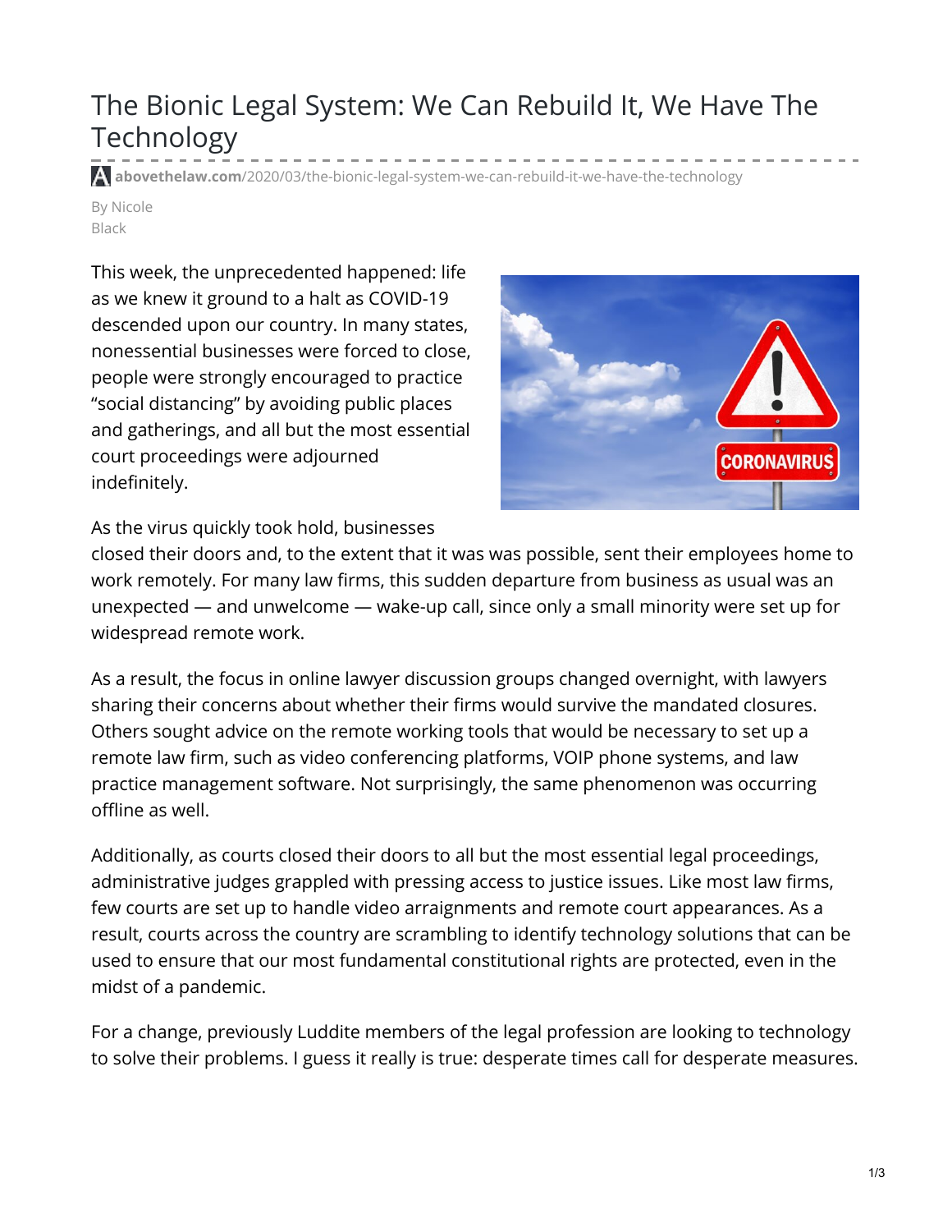# The Bionic Legal System: We Can Rebuild It, We Have The Technology

abovethelaw.com/2020/03/the-bionic-legal-system-we-can-rebuild-it-we-have-the-technology

By Nicole Black

This week, the unprecedented happened: life as we knew it ground to a halt as COVID-19 descended upon our country. In many states, nonessential businesses were forced to close, people were strongly encouraged to practice "social distancing" by avoiding public places and gatherings, and all but the most essential court proceedings were adjourned indefinitely.

As the virus quickly took hold, businesses closed their doors and, to the extent that it was was possible, sent their employees home to work remotely. For many law firms, this sudden departure from business as usual was an unexpected — and unwelcome — wake-up call, since only a small minority were set up for widespread remote work.

As a result, the focus in online lawyer discussion groups changed overnight, with lawyers sharing their concerns about whether their firms would survive the mandated closures. Others sought advice on the remote working tools that would be necessary to set up a remote law firm, such as video conferencing platforms, VOIP phone systems, and law practice management software. Not surprisingly, the same phenomenon was occurring offline as well.

Additionally, as courts closed their doors to all but the most essential legal proceedings, administrative judges grappled with pressing access to justice issues. Like most law firms, few courts are set up to handle video arraignments and remote court appearances. As a result, courts across the country are scrambling to identify technology solutions that can be used to ensure that our most fundamental constitutional rights are protected, even in the midst of a pandemic.

For a change, previously Luddite members of the legal profession are looking to technology to solve their problems. I guess it really is true: desperate times call for desperate measures.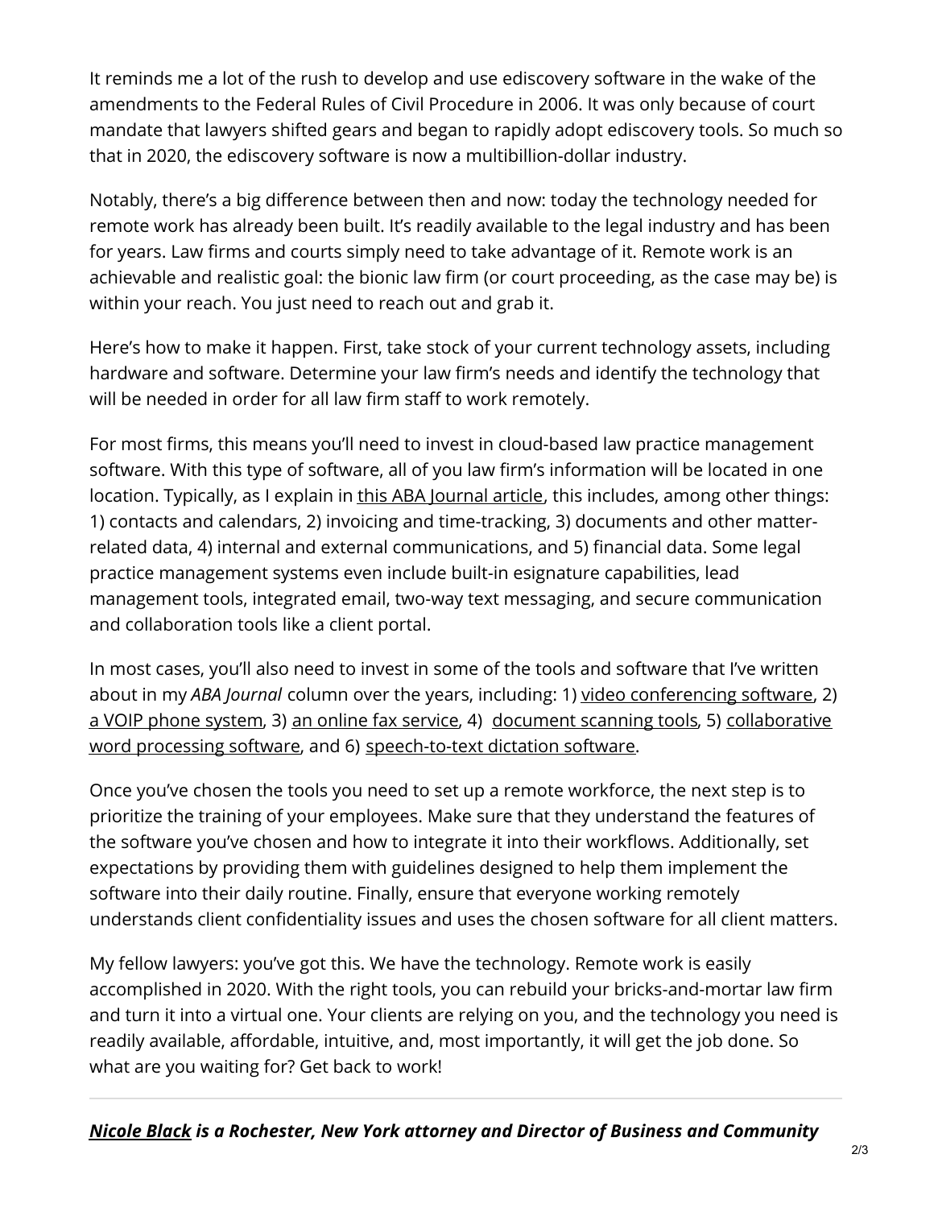It reminds me a lot of the rush to develop and use ediscovery software in the wake of the amendments to the Federal Rules of Civil Procedure in 2006. It was only because of court mandate that lawyers shifted gears and began to rapidly adopt ediscovery tools. So much so that in 2020, the ediscovery software is now a multibillion-dollar industry.

Notably, there's a big difference between then and now: today the technology needed for remote work has already been built. It's readily available to the legal industry and has been for years. Law firms and courts simply need to take advantage of it. Remote work is an achievable and realistic goal: the bionic law firm (or court proceeding, as the case may be) is within your reach. You just need to reach out and grab it.

Here's how to make it happen. First, take stock of your current technology assets, including hardware and software. Determine your law firm's needs and identify the technology that will be needed in order for all law firm staff to work remotely.

For most firms, this means you'll need to invest in cloud-based law practice management software. With this type of software, all of you law firm's information will be located in one location. Typically, as I explain in this ABA Journal article, this includes, among other things: 1) contacts and calendars, 2) invoicing and time-tracking, 3) documents and other matter-related data, 4) internal and external communications, and 5) financial data. Some legal practice management systems even include built-in esignature capabilities, lead management tools, integrated email, two-way text messaging, and secure communication and collaboration tools like a client portal.

In most cases, you'll also need to invest in some of the tools and software that I've written about in my *ABA Journal* column over the years, including: 1) video conferencing software, 2) a VOIP phone system, 3) an online fax service, 4) document scanning tools, 5) collaborative word processing software, and 6) speech-to-text dictation software.

Once you've chosen the tools you need to set up a remote workforce, the next step is to prioritize the training of your employees. Make sure that they understand the features of the software you've chosen and how to integrate it into their workflows. Additionally, set expectations by providing them with guidelines designed to help them implement the software into their daily routine. Finally, ensure that everyone working remotely understands client confidentiality issues and uses the chosen software for all client matters.

My fellow lawyers: you've got this. We have the technology. Remote work is easily accomplished in 2020. With the right tools, you can rebuild your bricks-and-mortar law firm and turn it into a virtual one. Your clients are relying on you, and the technology you need is readily available, affordable, intuitive, and, most importantly, it will get the job done. So what are you waiting for? Get back to work!

---

***Nicole Black* is a Rochester, New York attorney and Director of Business and Community**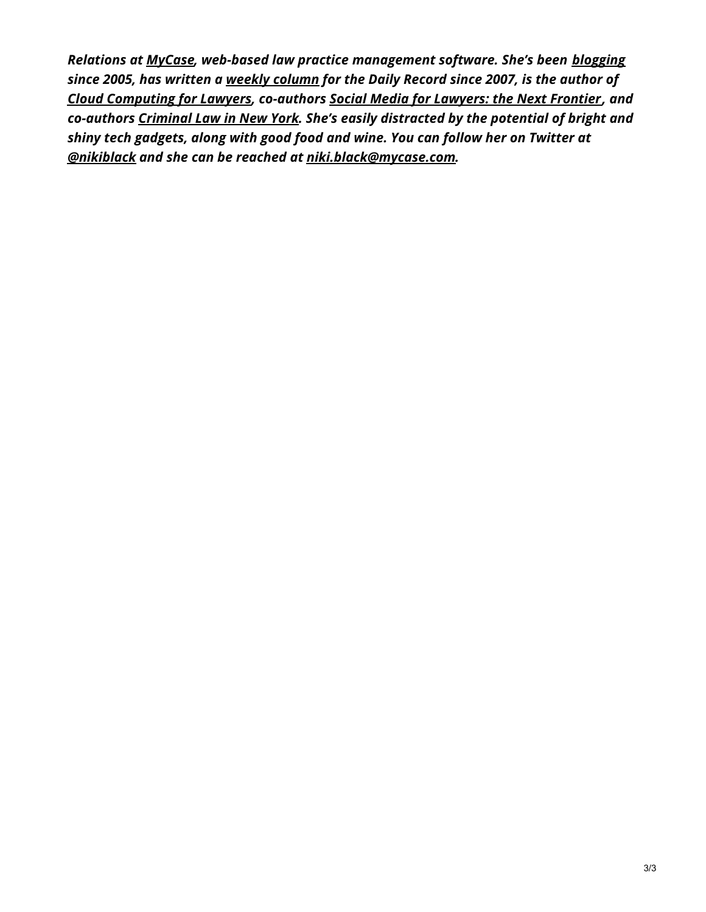*Relations at MyCase, web-based law practice management software. She's been blogging since 2005, has written a weekly column for the Daily Record since 2007, is the author of Cloud Computing for Lawyers, co-authors Social Media for Lawyers: the Next Frontier, and co-authors Criminal Law in New York. She's easily distracted by the potential of bright and shiny tech gadgets, along with good food and wine. You can follow her on Twitter at @nikiblack and she can be reached at niki.black@mycase.com.*